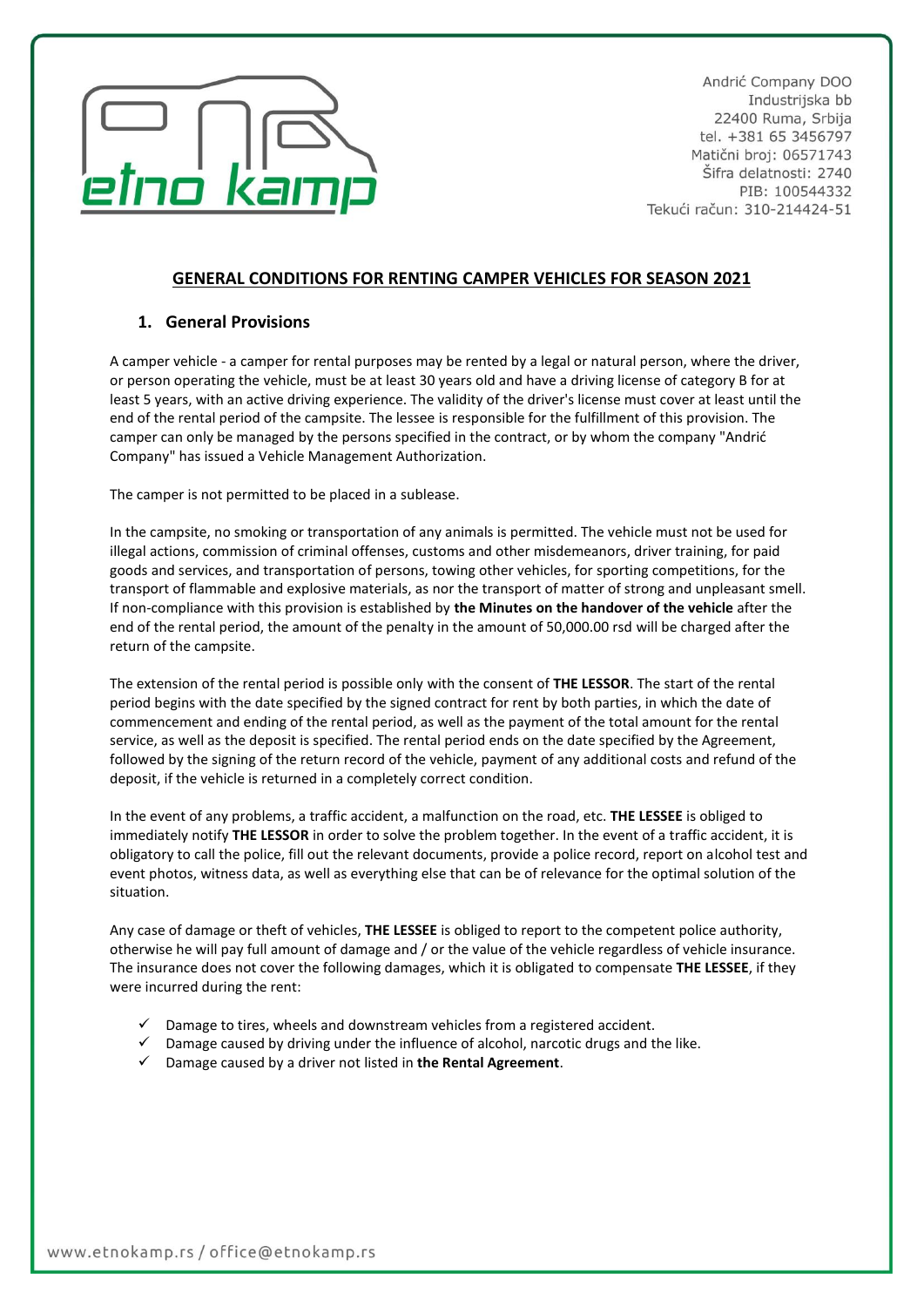Andrić Company DOO
Industrijska bb
22400 Ruma, Srbija
tel. +381 65 3456797
Matični broj: 06571743
Šifra delatnosti: 2740
PIB: 100544332
Tekući račun: 310-214424-51

# GENERAL CONDITIONS FOR RENTING CAMPER VEHICLES FOR SEASON 2021

## 1. General Provisions

A camper vehicle - a camper for rental purposes may be rented by a legal or natural person, where the driver, or person operating the vehicle, must be at least 30 years old and have a driving license of category B for at least 5 years, with an active driving experience. The validity of the driver's license must cover at least until the end of the rental period of the campsite. The lessee is responsible for the fulfillment of this provision. The camper can only be managed by the persons specified in the contract, or by whom the company "Andrić Company" has issued a Vehicle Management Authorization.

The camper is not permitted to be placed in a sublease.

In the campsite, no smoking or transportation of any animals is permitted. The vehicle must not be used for illegal actions, commission of criminal offenses, customs and other misdemeanors, driver training, for paid goods and services, and transportation of persons, towing other vehicles, for sporting competitions, for the transport of flammable and explosive materials, as nor the transport of matter of strong and unpleasant smell. If non-compliance with this provision is established by **the Minutes on the handover of the vehicle** after the end of the rental period, the amount of the penalty in the amount of 50,000.00 rsd will be charged after the return of the campsite.

The extension of the rental period is possible only with the consent of **THE LESSOR**. The start of the rental period begins with the date specified by the signed contract for rent by both parties, in which the date of commencement and ending of the rental period, as well as the payment of the total amount for the rental service, as well as the deposit is specified. The rental period ends on the date specified by the Agreement, followed by the signing of the return record of the vehicle, payment of any additional costs and refund of the deposit, if the vehicle is returned in a completely correct condition.

In the event of any problems, a traffic accident, a malfunction on the road, etc. **THE LESSEE** is obliged to immediately notify **THE LESSOR** in order to solve the problem together. In the event of a traffic accident, it is obligatory to call the police, fill out the relevant documents, provide a police record, report on alcohol test and event photos, witness data, as well as everything else that can be of relevance for the optimal solution of the situation.

Any case of damage or theft of vehicles, **THE LESSEE** is obliged to report to the competent police authority, otherwise he will pay full amount of damage and / or the value of the vehicle regardless of vehicle insurance. The insurance does not cover the following damages, which it is obligated to compensate **THE LESSEE**, if they were incurred during the rent:

- ✓ Damage to tires, wheels and downstream vehicles from a registered accident.
- ✓ Damage caused by driving under the influence of alcohol, narcotic drugs and the like.
- ✓ Damage caused by a driver not listed in **the Rental Agreement**.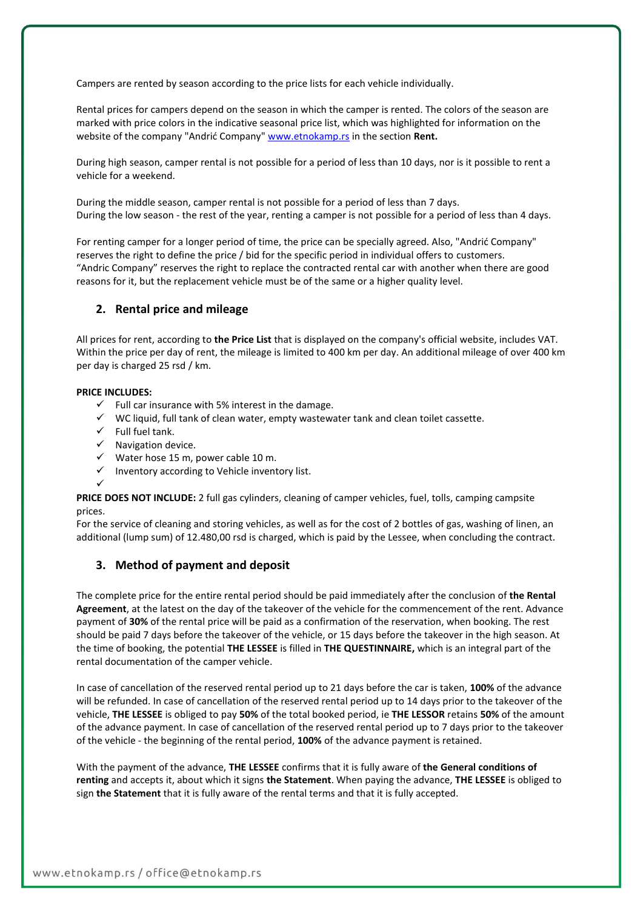Campers are rented by season according to the price lists for each vehicle individually.

Rental prices for campers depend on the season in which the camper is rented. The colors of the season are marked with price colors in the indicative seasonal price list, which was highlighted for information on the website of the company "Andrić Company" www.etnokamp.rs in the section **Rent.**

During high season, camper rental is not possible for a period of less than 10 days, nor is it possible to rent a vehicle for a weekend.

During the middle season, camper rental is not possible for a period of less than 7 days.
During the low season - the rest of the year, renting a camper is not possible for a period of less than 4 days.

For renting camper for a longer period of time, the price can be specially agreed. Also, "Andrić Company" reserves the right to define the price / bid for the specific period in individual offers to customers.
“Andric Company” reserves the right to replace the contracted rental car with another when there are good reasons for it, but the replacement vehicle must be of the same or a higher quality level.

## 2. Rental price and mileage

All prices for rent, according to **the Price List** that is displayed on the company's official website, includes VAT. Within the price per day of rent, the mileage is limited to 400 km per day. An additional mileage of over 400 km per day is charged 25 rsd / km.

**PRICE INCLUDES:**

- ✓ Full car insurance with 5% interest in the damage.
- ✓ WC liquid, full tank of clean water, empty wastewater tank and clean toilet cassette.
- ✓ Full fuel tank.
- ✓ Navigation device.
- ✓ Water hose 15 m, power cable 10 m.
- ✓ Inventory according to Vehicle inventory list.
- ✓

**PRICE DOES NOT INCLUDE:** 2 full gas cylinders, cleaning of camper vehicles, fuel, tolls, camping campsite prices.
For the service of cleaning and storing vehicles, as well as for the cost of 2 bottles of gas, washing of linen, an additional (lump sum) of 12.480,00 rsd is charged, which is paid by the Lessee, when concluding the contract.

## 3. Method of payment and deposit

The complete price for the entire rental period should be paid immediately after the conclusion of **the Rental Agreement**, at the latest on the day of the takeover of the vehicle for the commencement of the rent. Advance payment of **30%** of the rental price will be paid as a confirmation of the reservation, when booking. The rest should be paid 7 days before the takeover of the vehicle, or 15 days before the takeover in the high season. At the time of booking, the potential **THE LESSEE** is filled in **THE QUESTINNAIRE,** which is an integral part of the rental documentation of the camper vehicle.

In case of cancellation of the reserved rental period up to 21 days before the car is taken, **100%** of the advance will be refunded. In case of cancellation of the reserved rental period up to 14 days prior to the takeover of the vehicle, **THE LESSEE** is obliged to pay **50%** of the total booked period, ie **THE LESSOR** retains **50%** of the amount of the advance payment. In case of cancellation of the reserved rental period up to 7 days prior to the takeover of the vehicle - the beginning of the rental period, **100%** of the advance payment is retained.

With the payment of the advance, **THE LESSEE** confirms that it is fully aware of **the General conditions of renting** and accepts it, about which it signs **the Statement**. When paying the advance, **THE LESSEE** is obliged to sign **the Statement** that it is fully aware of the rental terms and that it is fully accepted.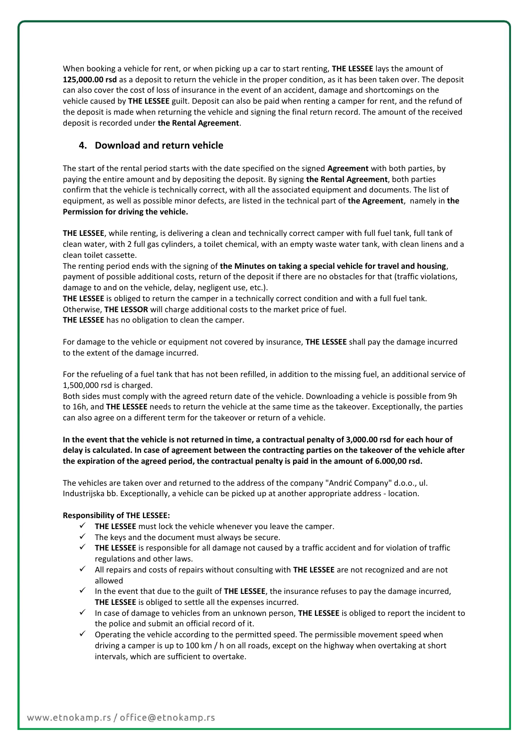When booking a vehicle for rent, or when picking up a car to start renting, **THE LESSEE** lays the amount of **125,000.00 rsd** as a deposit to return the vehicle in the proper condition, as it has been taken over. The deposit can also cover the cost of loss of insurance in the event of an accident, damage and shortcomings on the vehicle caused by **THE LESSEE** guilt. Deposit can also be paid when renting a camper for rent, and the refund of the deposit is made when returning the vehicle and signing the final return record. The amount of the received deposit is recorded under **the Rental Agreement**.

## 4. Download and return vehicle

The start of the rental period starts with the date specified on the signed **Agreement** with both parties, by paying the entire amount and by depositing the deposit. By signing **the Rental Agreement**, both parties confirm that the vehicle is technically correct, with all the associated equipment and documents. The list of equipment, as well as possible minor defects, are listed in the technical part of **the Agreement**, namely in **the Permission for driving the vehicle.**

**THE LESSEE**, while renting, is delivering a clean and technically correct camper with full fuel tank, full tank of clean water, with 2 full gas cylinders, a toilet chemical, with an empty waste water tank, with clean linens and a clean toilet cassette.
The renting period ends with the signing of **the Minutes on taking a special vehicle for travel and housing**, payment of possible additional costs, return of the deposit if there are no obstacles for that (traffic violations, damage to and on the vehicle, delay, negligent use, etc.).
**THE LESSEE** is obliged to return the camper in a technically correct condition and with a full fuel tank. Otherwise, **THE LESSOR** will charge additional costs to the market price of fuel.
**THE LESSEE** has no obligation to clean the camper.

For damage to the vehicle or equipment not covered by insurance, **THE LESSEE** shall pay the damage incurred to the extent of the damage incurred.

For the refueling of a fuel tank that has not been refilled, in addition to the missing fuel, an additional service of 1,500,000 rsd is charged.
Both sides must comply with the agreed return date of the vehicle. Downloading a vehicle is possible from 9h to 16h, and **THE LESSEE** needs to return the vehicle at the same time as the takeover. Exceptionally, the parties can also agree on a different term for the takeover or return of a vehicle.

**In the event that the vehicle is not returned in time, a contractual penalty of 3,000.00 rsd for each hour of delay is calculated. In case of agreement between the contracting parties on the takeover of the vehicle after the expiration of the agreed period, the contractual penalty is paid in the amount of 6.000,00 rsd.**

The vehicles are taken over and returned to the address of the company "Andrić Company" d.o.o., ul. Industrijska bb. Exceptionally, a vehicle can be picked up at another appropriate address - location.

**Responsibility of THE LESSEE:**

- ✓ **THE LESSEE** must lock the vehicle whenever you leave the camper.
- ✓ The keys and the document must always be secure.
- ✓ **THE LESSEE** is responsible for all damage not caused by a traffic accident and for violation of traffic regulations and other laws.
- ✓ All repairs and costs of repairs without consulting with **THE LESSEE** are not recognized and are not allowed
- ✓ In the event that due to the guilt of **THE LESSEE**, the insurance refuses to pay the damage incurred, **THE LESSEE** is obliged to settle all the expenses incurred.
- ✓ In case of damage to vehicles from an unknown person, **THE LESSEE** is obliged to report the incident to the police and submit an official record of it.
- ✓ Operating the vehicle according to the permitted speed. The permissible movement speed when driving a camper is up to 100 km / h on all roads, except on the highway when overtaking at short intervals, which are sufficient to overtake.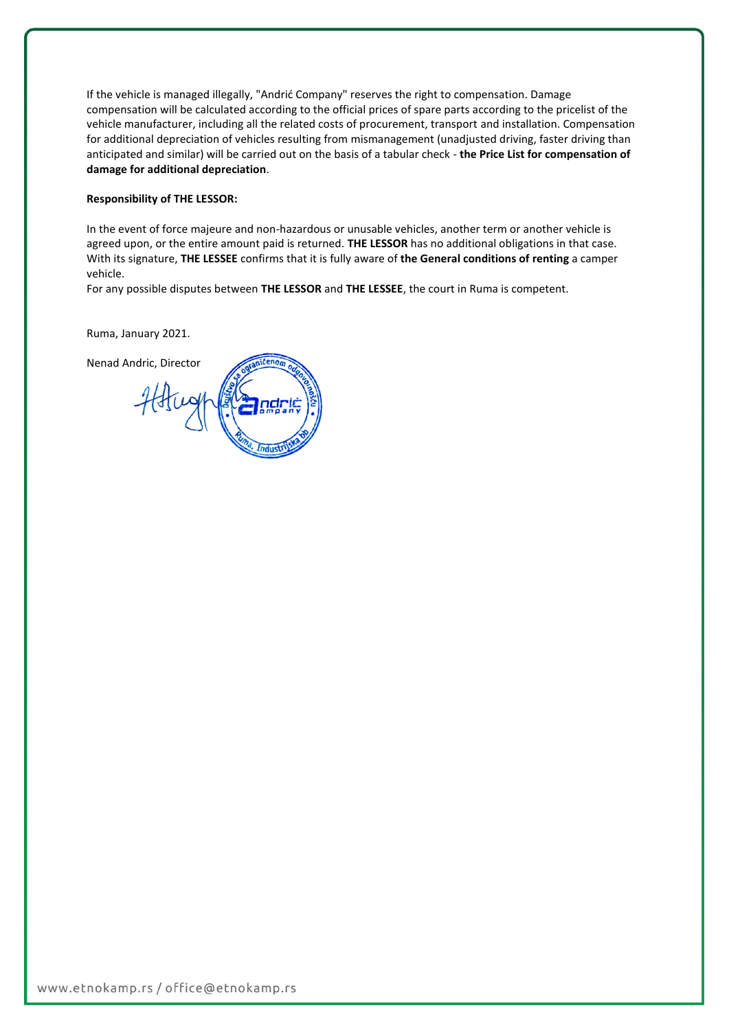If the vehicle is managed illegally, "Andrić Company" reserves the right to compensation. Damage compensation will be calculated according to the official prices of spare parts according to the pricelist of the vehicle manufacturer, including all the related costs of procurement, transport and installation. Compensation for additional depreciation of vehicles resulting from mismanagement (unadjusted driving, faster driving than anticipated and similar) will be carried out on the basis of a tabular check - **the Price List for compensation of damage for additional depreciation**.

**Responsibility of THE LESSOR:**

In the event of force majeure and non-hazardous or unusable vehicles, another term or another vehicle is agreed upon, or the entire amount paid is returned. **THE LESSOR** has no additional obligations in that case. With its signature, **THE LESSEE** confirms that it is fully aware of **the General conditions of renting** a camper vehicle.

For any possible disputes between **THE LESSOR** and **THE LESSEE**, the court in Ruma is competent.

Ruma, January 2021.

Nenad Andric, Director

Društvo sa ograničenom odgovornošću
andrić company
Ruma, Industrijska bb

www.etnokamp.rs / office@etnokamp.rs